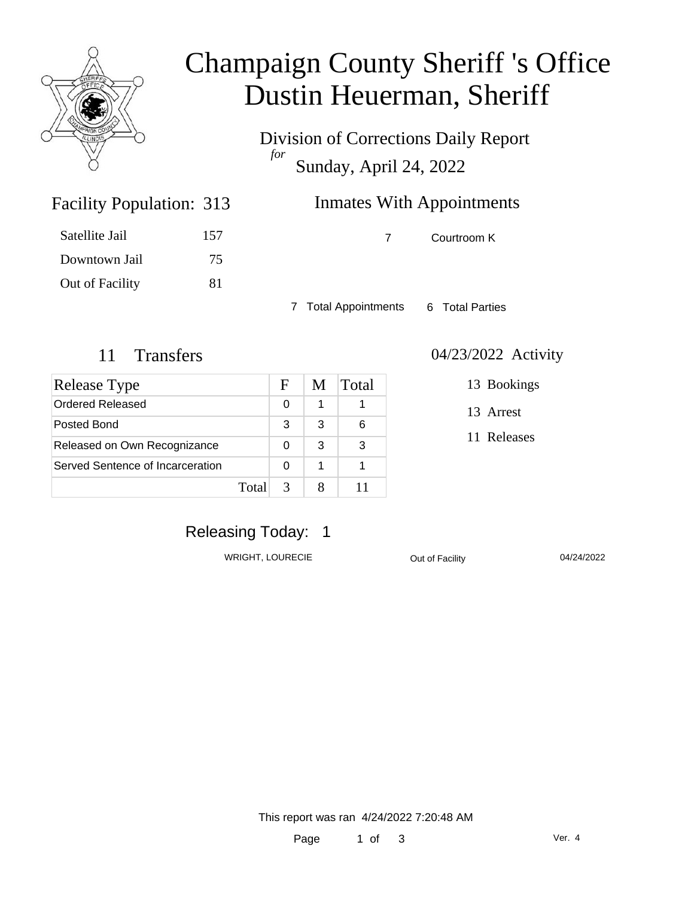# Champaign County Sheriff 's Office
# Dustin Heuerman, Sheriff

Division of Corrections Daily Report
*for*
Sunday, April 24, 2022

## Facility Population: 313

| | |
|---|---|
| Satellite Jail | 157 |
| Downtown Jail | 75 |
| Out of Facility | 81 |

## Inmates With Appointments

| | |
|---|---|
| 7 | Courtroom K |

7 Total Appointments 6 Total Parties

## 11 Transfers

| Release Type | F | M | Total |
|---|---|---|---|
| Ordered Released | 0 | 1 | 1 |
| Posted Bond | 3 | 3 | 6 |
| Released on Own Recognizance | 0 | 3 | 3 |
| Served Sentence of Incarceration | 0 | 1 | 1 |
| Total | 3 | 8 | 11 |

## 04/23/2022 Activity

13 Bookings

13 Arrest

11 Releases

## Releasing Today: 1

| | | |
|---|---|---|
| WRIGHT, LOURECIE | Out of Facility | 04/24/2022 |

This report was ran 4/24/2022 7:20:48 AM

Ver. 4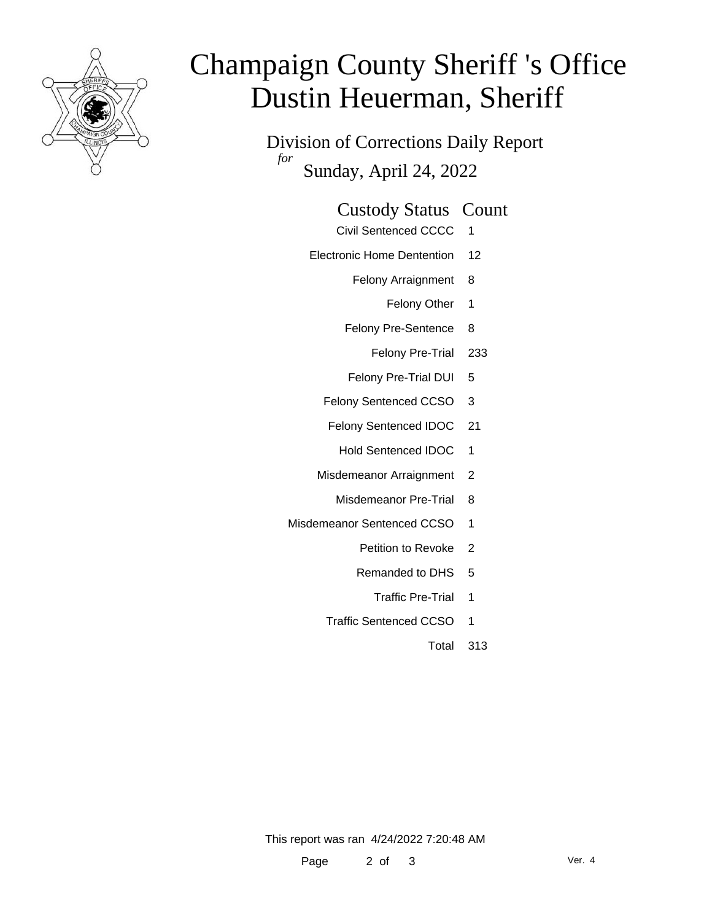# Champaign County Sheriff 's Office
# Dustin Heuerman, Sheriff

## Division of Corrections Daily Report
*for* Sunday, April 24, 2022

| Custody Status | Count |
|---|---|
| Civil Sentenced CCCC | 1 |
| Electronic Home Dentention | 12 |
| Felony Arraignment | 8 |
| Felony Other | 1 |
| Felony Pre-Sentence | 8 |
| Felony Pre-Trial | 233 |
| Felony Pre-Trial DUI | 5 |
| Felony Sentenced CCSO | 3 |
| Felony Sentenced IDOC | 21 |
| Hold Sentenced IDOC | 1 |
| Misdemeanor Arraignment | 2 |
| Misdemeanor Pre-Trial | 8 |
| Misdemeanor Sentenced CCSO | 1 |
| Petition to Revoke | 2 |
| Remanded to DHS | 5 |
| Traffic Pre-Trial | 1 |
| Traffic Sentenced CCSO | 1 |
| Total | 313 |

This report was ran 4/24/2022 7:20:48 AM

Ver. 4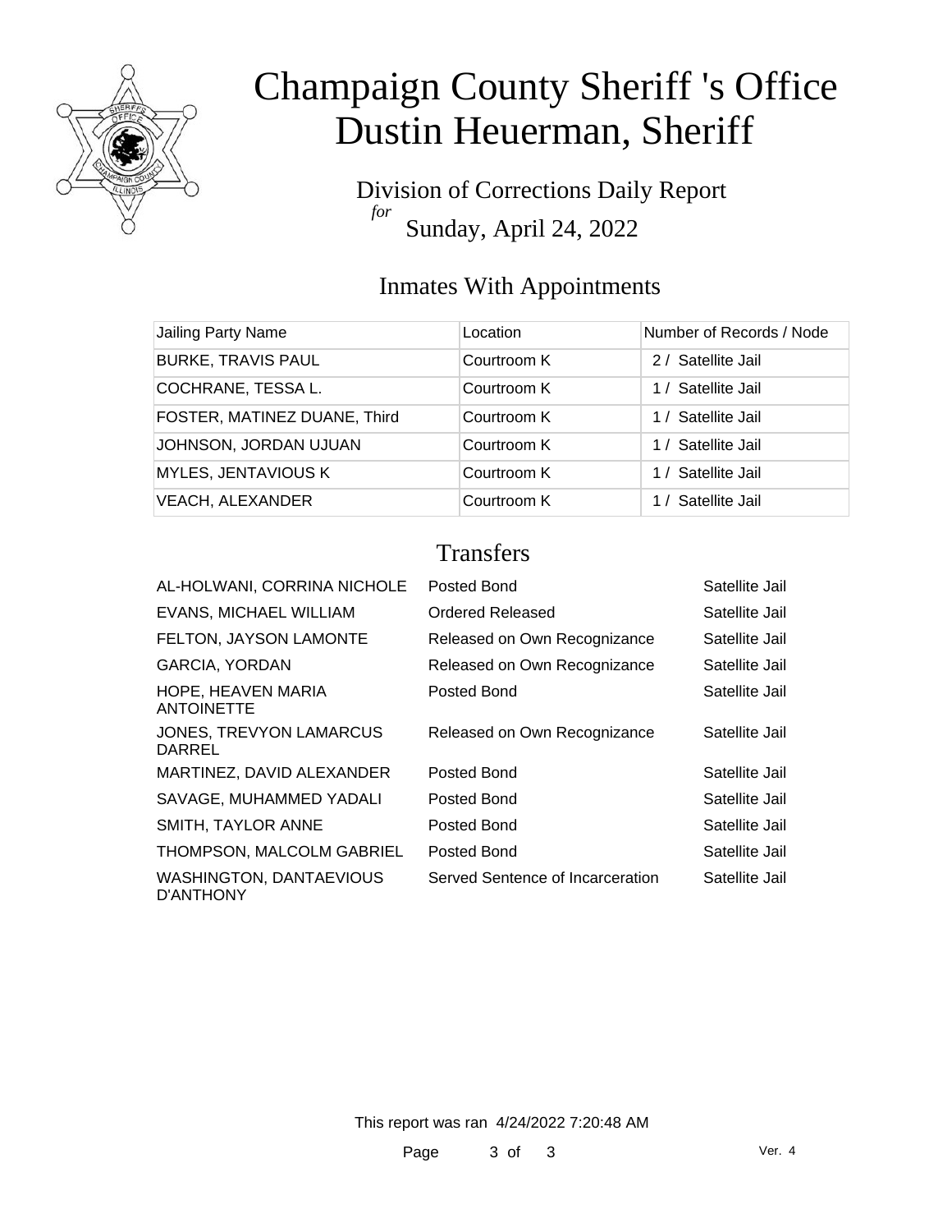# Champaign County Sheriff 's Office
# Dustin Heuerman, Sheriff

Division of Corrections Daily Report
*for*
Sunday, April 24, 2022

## Inmates With Appointments

| Jailing Party Name | Location | Number of Records / Node |
|---|---|---|
| BURKE, TRAVIS PAUL | Courtroom K | 2 / Satellite Jail |
| COCHRANE, TESSA L. | Courtroom K | 1 / Satellite Jail |
| FOSTER, MATINEZ DUANE, Third | Courtroom K | 1 / Satellite Jail |
| JOHNSON, JORDAN UJUAN | Courtroom K | 1 / Satellite Jail |
| MYLES, JENTAVIOUS K | Courtroom K | 1 / Satellite Jail |
| VEACH, ALEXANDER | Courtroom K | 1 / Satellite Jail |

## Transfers

| | | |
|---|---|---|
| AL-HOLWANI, CORRINA NICHOLE | Posted Bond | Satellite Jail |
| EVANS, MICHAEL WILLIAM | Ordered Released | Satellite Jail |
| FELTON, JAYSON LAMONTE | Released on Own Recognizance | Satellite Jail |
| GARCIA, YORDAN | Released on Own Recognizance | Satellite Jail |
| HOPE, HEAVEN MARIA ANTOINETTE | Posted Bond | Satellite Jail |
| JONES, TREVYON LAMARCUS DARREL | Released on Own Recognizance | Satellite Jail |
| MARTINEZ, DAVID ALEXANDER | Posted Bond | Satellite Jail |
| SAVAGE, MUHAMMED YADALI | Posted Bond | Satellite Jail |
| SMITH, TAYLOR ANNE | Posted Bond | Satellite Jail |
| THOMPSON, MALCOLM GABRIEL | Posted Bond | Satellite Jail |
| WASHINGTON, DANTAEVIOUS D'ANTHONY | Served Sentence of Incarceration | Satellite Jail |

This report was ran 4/24/2022 7:20:48 AM

Ver. 4